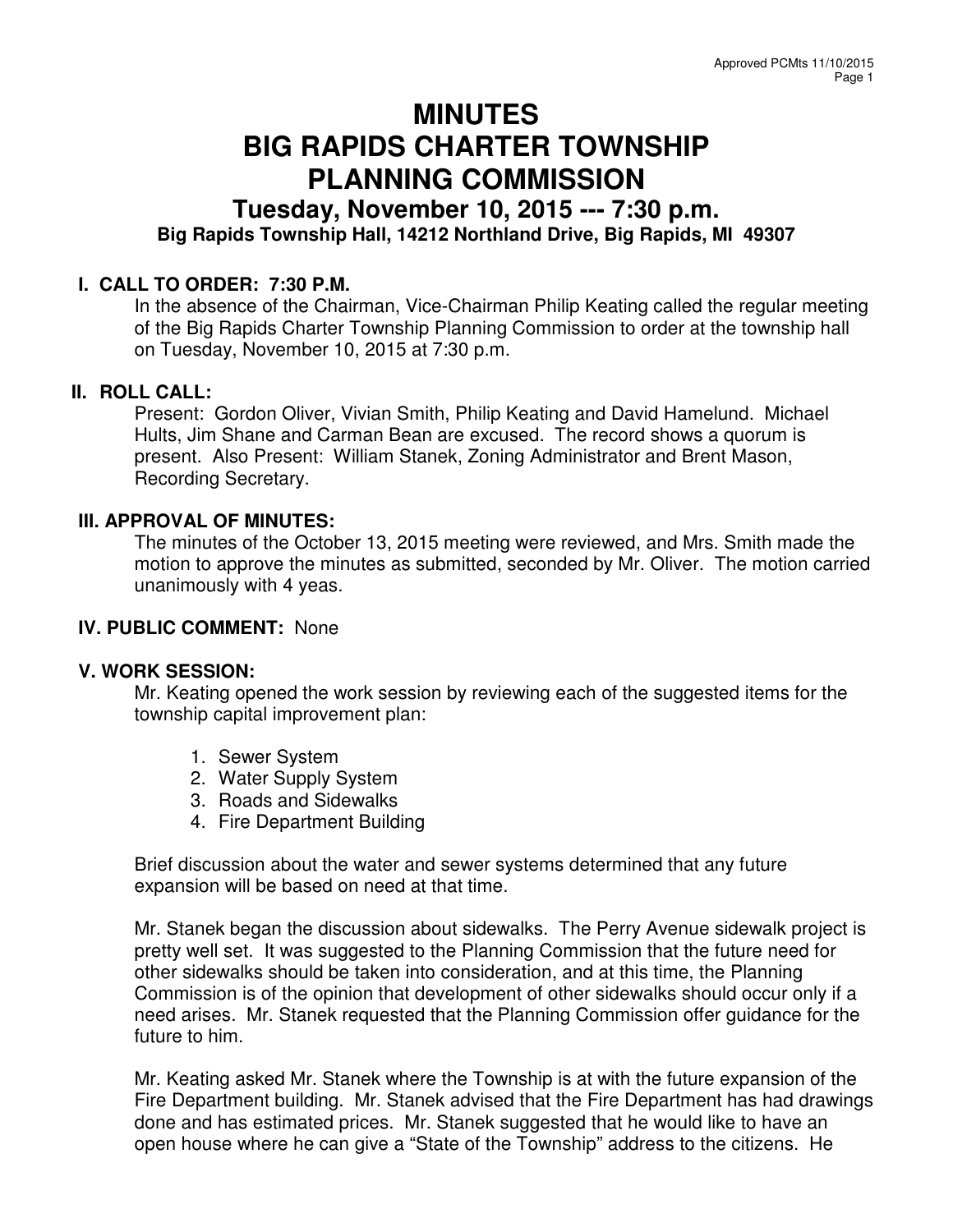# MINUTES
# BIG RAPIDS CHARTER TOWNSHIP
# PLANNING COMMISSION

## Tuesday, November 10, 2015 --- 7:30 p.m.

**Big Rapids Township Hall, 14212 Northland Drive, Big Rapids, MI 49307**

### I. CALL TO ORDER: 7:30 P.M.

In the absence of the Chairman, Vice-Chairman Philip Keating called the regular meeting of the Big Rapids Charter Township Planning Commission to order at the township hall on Tuesday, November 10, 2015 at 7:30 p.m.

### II. ROLL CALL:

Present: Gordon Oliver, Vivian Smith, Philip Keating and David Hamelund. Michael Hults, Jim Shane and Carman Bean are excused. The record shows a quorum is present. Also Present: William Stanek, Zoning Administrator and Brent Mason, Recording Secretary.

### III. APPROVAL OF MINUTES:

The minutes of the October 13, 2015 meeting were reviewed, and Mrs. Smith made the motion to approve the minutes as submitted, seconded by Mr. Oliver. The motion carried unanimously with 4 yeas.

### IV. PUBLIC COMMENT: None

### V. WORK SESSION:

Mr. Keating opened the work session by reviewing each of the suggested items for the township capital improvement plan:

1. Sewer System
2. Water Supply System
3. Roads and Sidewalks
4. Fire Department Building

Brief discussion about the water and sewer systems determined that any future expansion will be based on need at that time.

Mr. Stanek began the discussion about sidewalks. The Perry Avenue sidewalk project is pretty well set. It was suggested to the Planning Commission that the future need for other sidewalks should be taken into consideration, and at this time, the Planning Commission is of the opinion that development of other sidewalks should occur only if a need arises. Mr. Stanek requested that the Planning Commission offer guidance for the future to him.

Mr. Keating asked Mr. Stanek where the Township is at with the future expansion of the Fire Department building. Mr. Stanek advised that the Fire Department has had drawings done and has estimated prices. Mr. Stanek suggested that he would like to have an open house where he can give a "State of the Township" address to the citizens. He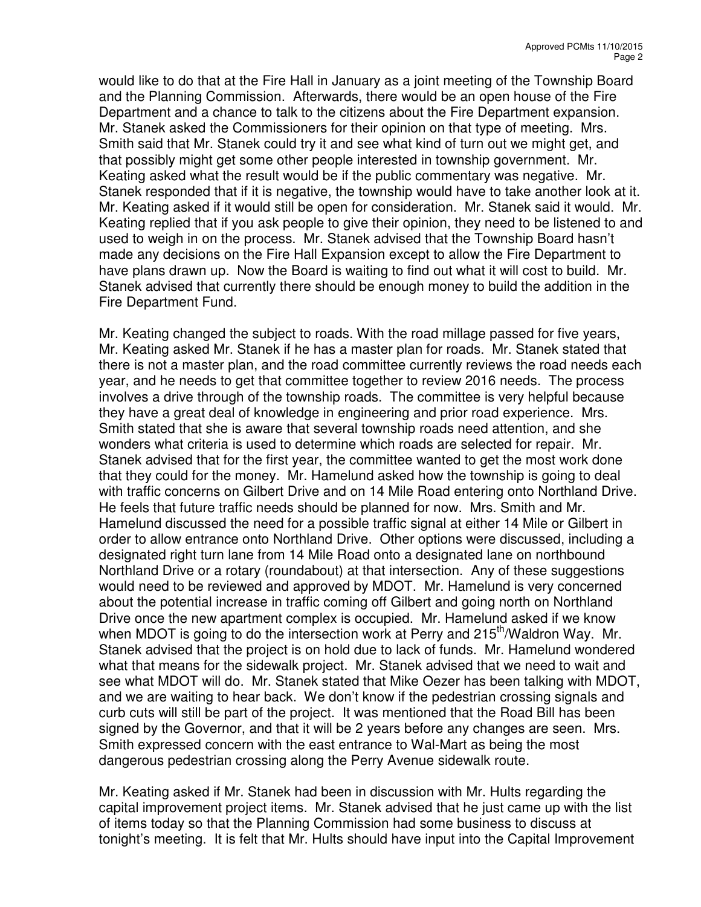would like to do that at the Fire Hall in January as a joint meeting of the Township Board and the Planning Commission. Afterwards, there would be an open house of the Fire Department and a chance to talk to the citizens about the Fire Department expansion. Mr. Stanek asked the Commissioners for their opinion on that type of meeting. Mrs. Smith said that Mr. Stanek could try it and see what kind of turn out we might get, and that possibly might get some other people interested in township government. Mr. Keating asked what the result would be if the public commentary was negative. Mr. Stanek responded that if it is negative, the township would have to take another look at it. Mr. Keating asked if it would still be open for consideration. Mr. Stanek said it would. Mr. Keating replied that if you ask people to give their opinion, they need to be listened to and used to weigh in on the process. Mr. Stanek advised that the Township Board hasn't made any decisions on the Fire Hall Expansion except to allow the Fire Department to have plans drawn up. Now the Board is waiting to find out what it will cost to build. Mr. Stanek advised that currently there should be enough money to build the addition in the Fire Department Fund.

Mr. Keating changed the subject to roads. With the road millage passed for five years, Mr. Keating asked Mr. Stanek if he has a master plan for roads. Mr. Stanek stated that there is not a master plan, and the road committee currently reviews the road needs each year, and he needs to get that committee together to review 2016 needs. The process involves a drive through of the township roads. The committee is very helpful because they have a great deal of knowledge in engineering and prior road experience. Mrs. Smith stated that she is aware that several township roads need attention, and she wonders what criteria is used to determine which roads are selected for repair. Mr. Stanek advised that for the first year, the committee wanted to get the most work done that they could for the money. Mr. Hamelund asked how the township is going to deal with traffic concerns on Gilbert Drive and on 14 Mile Road entering onto Northland Drive. He feels that future traffic needs should be planned for now. Mrs. Smith and Mr. Hamelund discussed the need for a possible traffic signal at either 14 Mile or Gilbert in order to allow entrance onto Northland Drive. Other options were discussed, including a designated right turn lane from 14 Mile Road onto a designated lane on northbound Northland Drive or a rotary (roundabout) at that intersection. Any of these suggestions would need to be reviewed and approved by MDOT. Mr. Hamelund is very concerned about the potential increase in traffic coming off Gilbert and going north on Northland Drive once the new apartment complex is occupied. Mr. Hamelund asked if we know when MDOT is going to do the intersection work at Perry and 215th/Waldron Way. Mr. Stanek advised that the project is on hold due to lack of funds. Mr. Hamelund wondered what that means for the sidewalk project. Mr. Stanek advised that we need to wait and see what MDOT will do. Mr. Stanek stated that Mike Oezer has been talking with MDOT, and we are waiting to hear back. We don't know if the pedestrian crossing signals and curb cuts will still be part of the project. It was mentioned that the Road Bill has been signed by the Governor, and that it will be 2 years before any changes are seen. Mrs. Smith expressed concern with the east entrance to Wal-Mart as being the most dangerous pedestrian crossing along the Perry Avenue sidewalk route.

Mr. Keating asked if Mr. Stanek had been in discussion with Mr. Hults regarding the capital improvement project items. Mr. Stanek advised that he just came up with the list of items today so that the Planning Commission had some business to discuss at tonight's meeting. It is felt that Mr. Hults should have input into the Capital Improvement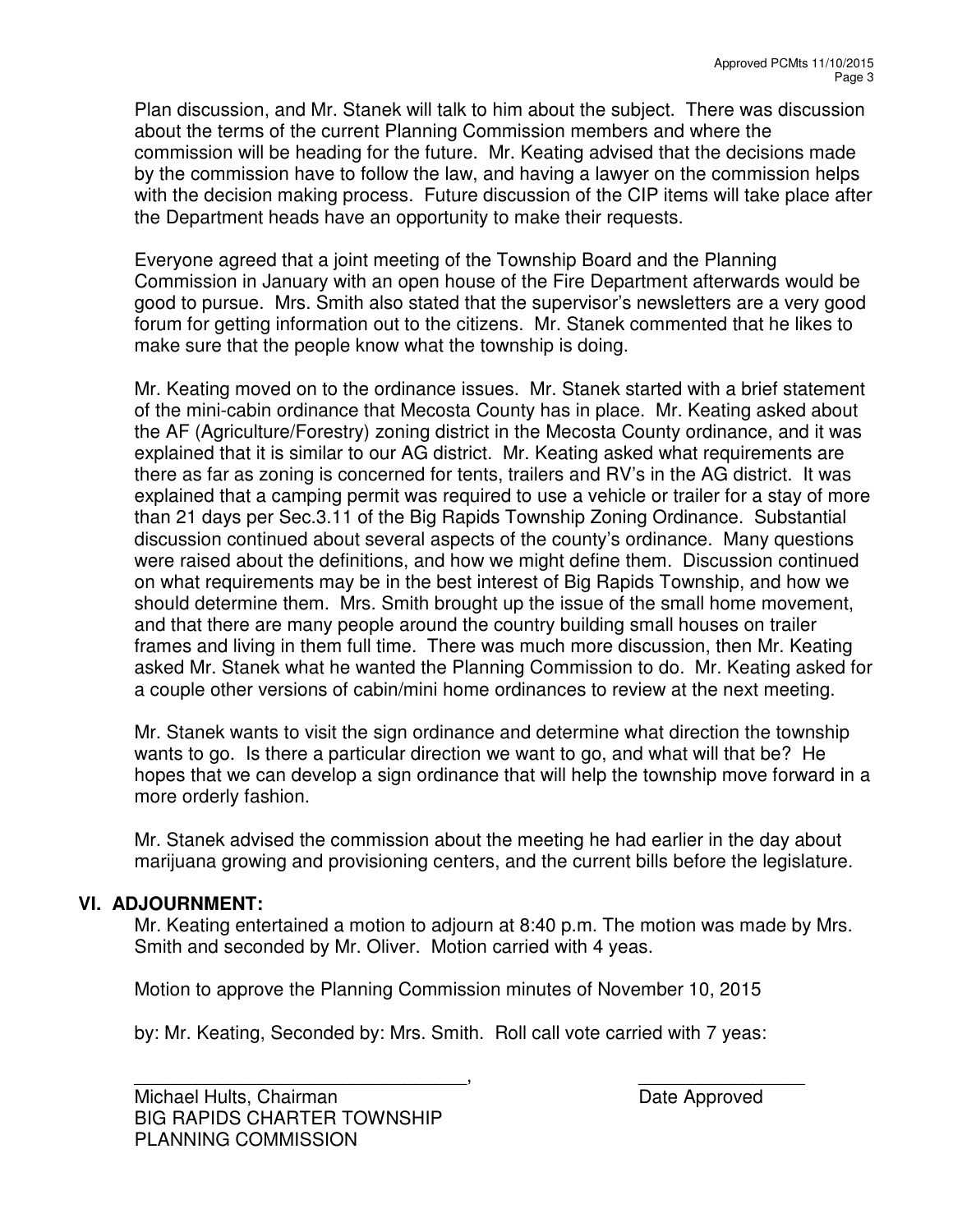Plan discussion, and Mr. Stanek will talk to him about the subject. There was discussion about the terms of the current Planning Commission members and where the commission will be heading for the future. Mr. Keating advised that the decisions made by the commission have to follow the law, and having a lawyer on the commission helps with the decision making process. Future discussion of the CIP items will take place after the Department heads have an opportunity to make their requests.

Everyone agreed that a joint meeting of the Township Board and the Planning Commission in January with an open house of the Fire Department afterwards would be good to pursue. Mrs. Smith also stated that the supervisor's newsletters are a very good forum for getting information out to the citizens. Mr. Stanek commented that he likes to make sure that the people know what the township is doing.

Mr. Keating moved on to the ordinance issues. Mr. Stanek started with a brief statement of the mini-cabin ordinance that Mecosta County has in place. Mr. Keating asked about the AF (Agriculture/Forestry) zoning district in the Mecosta County ordinance, and it was explained that it is similar to our AG district. Mr. Keating asked what requirements are there as far as zoning is concerned for tents, trailers and RV's in the AG district. It was explained that a camping permit was required to use a vehicle or trailer for a stay of more than 21 days per Sec.3.11 of the Big Rapids Township Zoning Ordinance. Substantial discussion continued about several aspects of the county's ordinance. Many questions were raised about the definitions, and how we might define them. Discussion continued on what requirements may be in the best interest of Big Rapids Township, and how we should determine them. Mrs. Smith brought up the issue of the small home movement, and that there are many people around the country building small houses on trailer frames and living in them full time. There was much more discussion, then Mr. Keating asked Mr. Stanek what he wanted the Planning Commission to do. Mr. Keating asked for a couple other versions of cabin/mini home ordinances to review at the next meeting.

Mr. Stanek wants to visit the sign ordinance and determine what direction the township wants to go. Is there a particular direction we want to go, and what will that be? He hopes that we can develop a sign ordinance that will help the township move forward in a more orderly fashion.

Mr. Stanek advised the commission about the meeting he had earlier in the day about marijuana growing and provisioning centers, and the current bills before the legislature.

## VI. ADJOURNMENT:

Mr. Keating entertained a motion to adjourn at 8:40 p.m. The motion was made by Mrs. Smith and seconded by Mr. Oliver. Motion carried with 4 yeas.

Motion to approve the Planning Commission minutes of November 10, 2015

by: Mr. Keating, Seconded by: Mrs. Smith. Roll call vote carried with 7 yeas:

\_\_\_\_\_\_\_\_\_\_\_\_\_\_\_\_\_\_\_\_\_\_\_\_\_\_\_\_\_\_\_\_\_\_, \_\_\_\_\_\_\_\_\_\_\_\_\_\_\_\_\_

Michael Hults, Chairman Date Approved
BIG RAPIDS CHARTER TOWNSHIP
PLANNING COMMISSION